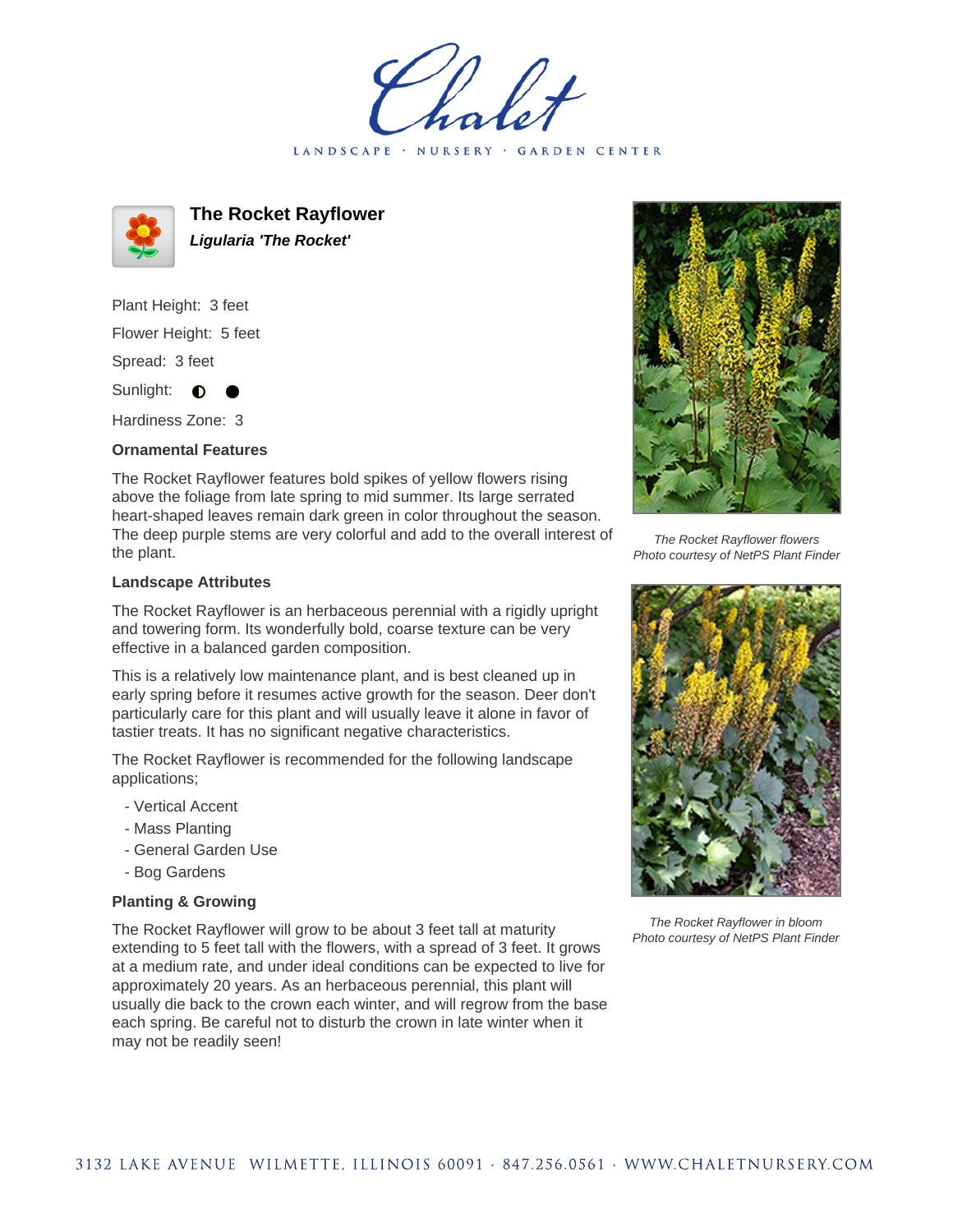# The Rocket Rayflower

***Ligularia 'The Rocket'***

Plant Height: 3 feet

Flower Height: 5 feet

Spread: 3 feet

Sunlight: ◐ ●

Hardiness Zone: 3

### Ornamental Features

The Rocket Rayflower features bold spikes of yellow flowers rising above the foliage from late spring to mid summer. Its large serrated heart-shaped leaves remain dark green in color throughout the season. The deep purple stems are very colorful and add to the overall interest of the plant.

### Landscape Attributes

The Rocket Rayflower is an herbaceous perennial with a rigidly upright and towering form. Its wonderfully bold, coarse texture can be very effective in a balanced garden composition.

This is a relatively low maintenance plant, and is best cleaned up in early spring before it resumes active growth for the season. Deer don't particularly care for this plant and will usually leave it alone in favor of tastier treats. It has no significant negative characteristics.

The Rocket Rayflower is recommended for the following landscape applications;

- Vertical Accent
- Mass Planting
- General Garden Use
- Bog Gardens

### Planting & Growing

The Rocket Rayflower will grow to be about 3 feet tall at maturity extending to 5 feet tall with the flowers, with a spread of 3 feet. It grows at a medium rate, and under ideal conditions can be expected to live for approximately 20 years. As an herbaceous perennial, this plant will usually die back to the crown each winter, and will regrow from the base each spring. Be careful not to disturb the crown in late winter when it may not be readily seen!

*The Rocket Rayflower flowers*
*Photo courtesy of NetPS Plant Finder*

*The Rocket Rayflower in bloom*
*Photo courtesy of NetPS Plant Finder*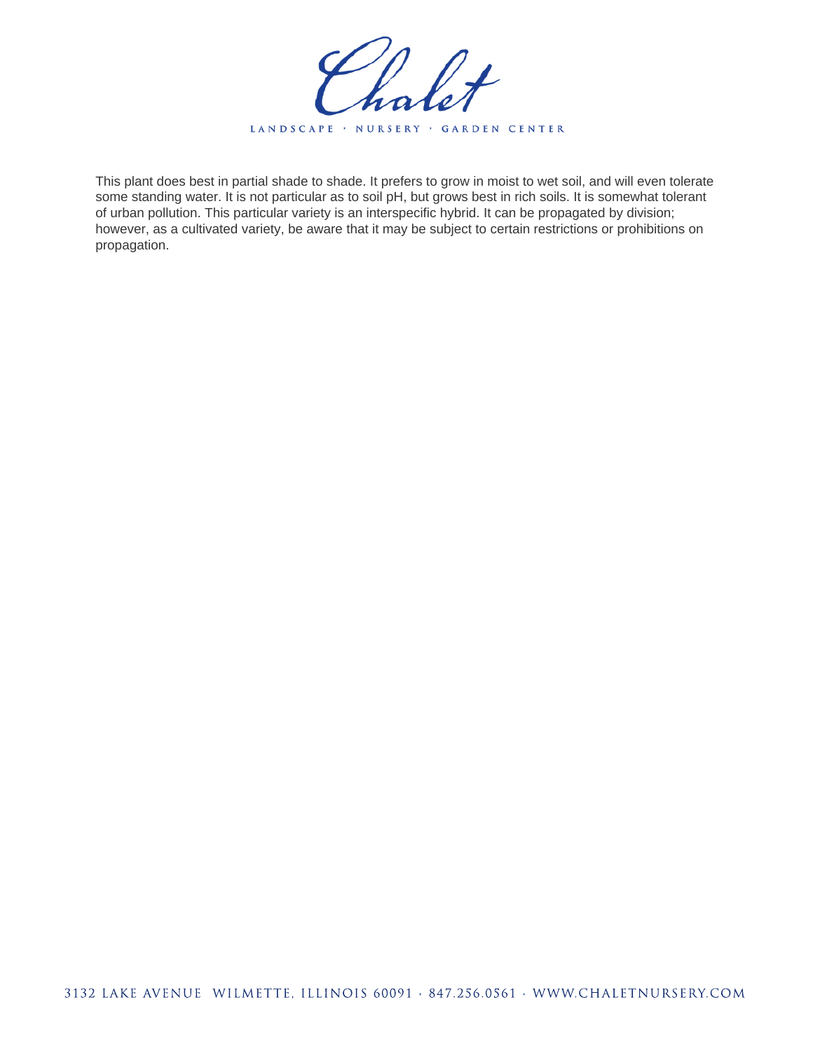This plant does best in partial shade to shade. It prefers to grow in moist to wet soil, and will even tolerate some standing water. It is not particular as to soil pH, but grows best in rich soils. It is somewhat tolerant of urban pollution. This particular variety is an interspecific hybrid. It can be propagated by division; however, as a cultivated variety, be aware that it may be subject to certain restrictions or prohibitions on propagation.